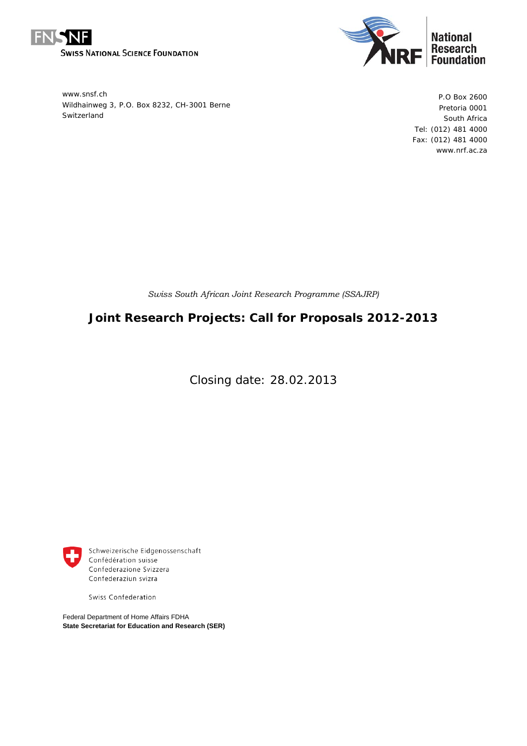FNSNF

SWISS NATIONAL SCIENCE FOUNDATION

www.snsf.ch
Wildhainweg 3, P.O. Box 8232, CH-3001 Berne
Switzerland

National Research Foundation

P.O Box 2600
Pretoria 0001
South Africa
Tel: (012) 481 4000
Fax: (012) 481 4000
www.nrf.ac.za

*Swiss South African Joint Research Programme (SSAJRP)*

# Joint Research Projects: Call for Proposals 2012-2013

Closing date: 28.02.2013

Schweizerische Eidgenossenschaft
Confédération suisse
Confederazione Svizzera
Confederaziun svizra

Swiss Confederation

Federal Department of Home Affairs FDHA
**State Secretariat for Education and Research (SER)**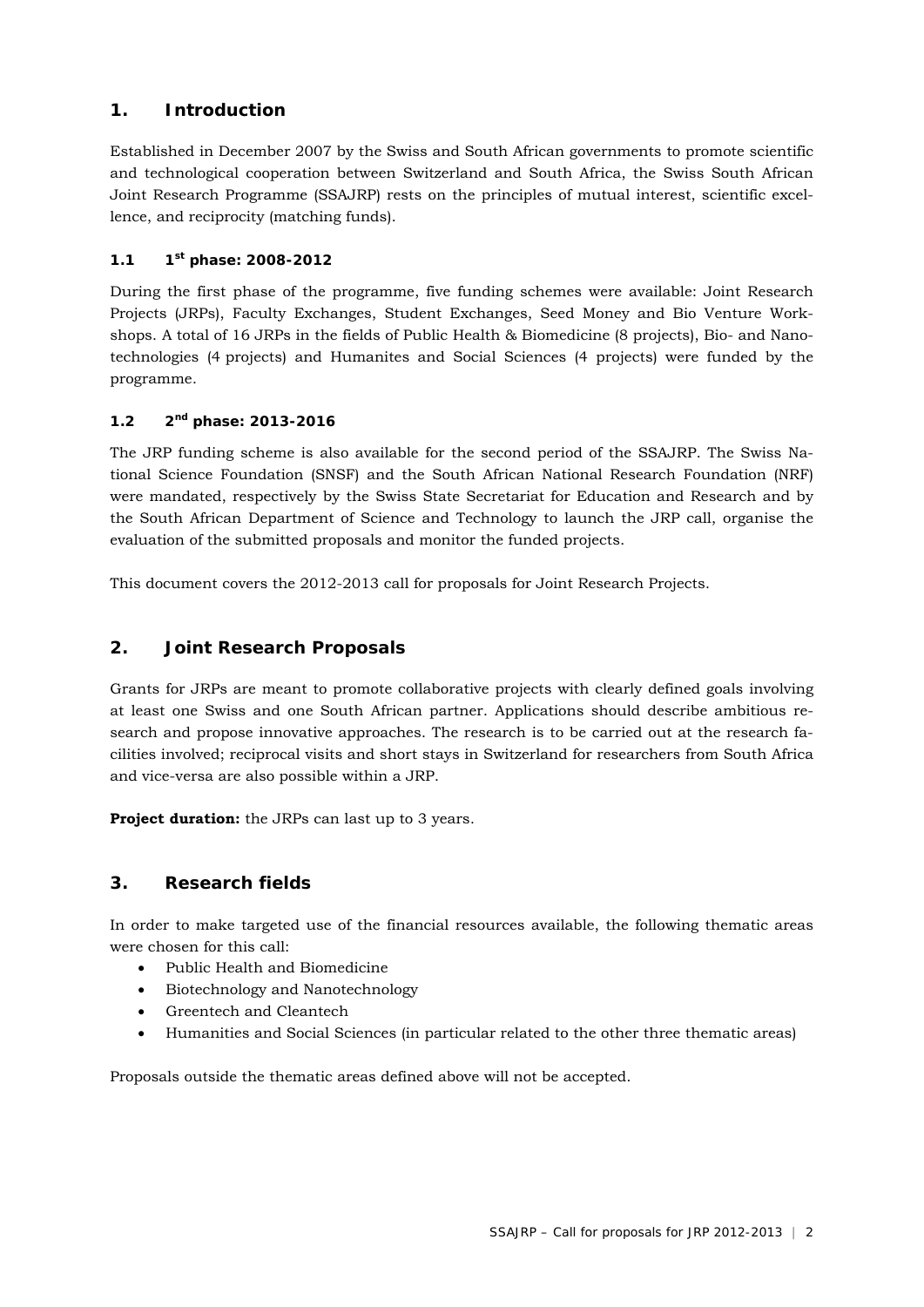## 1. Introduction

Established in December 2007 by the Swiss and South African governments to promote scientific and technological cooperation between Switzerland and South Africa, the Swiss South African Joint Research Programme (SSAJRP) rests on the principles of mutual interest, scientific excellence, and reciprocity (matching funds).

### 1.1 1st phase: 2008-2012

During the first phase of the programme, five funding schemes were available: Joint Research Projects (JRPs), Faculty Exchanges, Student Exchanges, Seed Money and Bio Venture Workshops. A total of 16 JRPs in the fields of Public Health & Biomedicine (8 projects), Bio- and Nanotechnologies (4 projects) and Humanites and Social Sciences (4 projects) were funded by the programme.

### 1.2 2nd phase: 2013-2016

The JRP funding scheme is also available for the second period of the SSAJRP. The Swiss National Science Foundation (SNSF) and the South African National Research Foundation (NRF) were mandated, respectively by the Swiss State Secretariat for Education and Research and by the South African Department of Science and Technology to launch the JRP call, organise the evaluation of the submitted proposals and monitor the funded projects.

This document covers the 2012-2013 call for proposals for Joint Research Projects.

## 2. Joint Research Proposals

Grants for JRPs are meant to promote collaborative projects with clearly defined goals involving at least one Swiss and one South African partner. Applications should describe ambitious research and propose innovative approaches. The research is to be carried out at the research facilities involved; reciprocal visits and short stays in Switzerland for researchers from South Africa and vice-versa are also possible within a JRP.

**Project duration:** the JRPs can last up to 3 years.

## 3. Research fields

In order to make targeted use of the financial resources available, the following thematic areas were chosen for this call:

- Public Health and Biomedicine
- Biotechnology and Nanotechnology
- Greentech and Cleantech
- Humanities and Social Sciences (in particular related to the other three thematic areas)

Proposals outside the thematic areas defined above will not be accepted.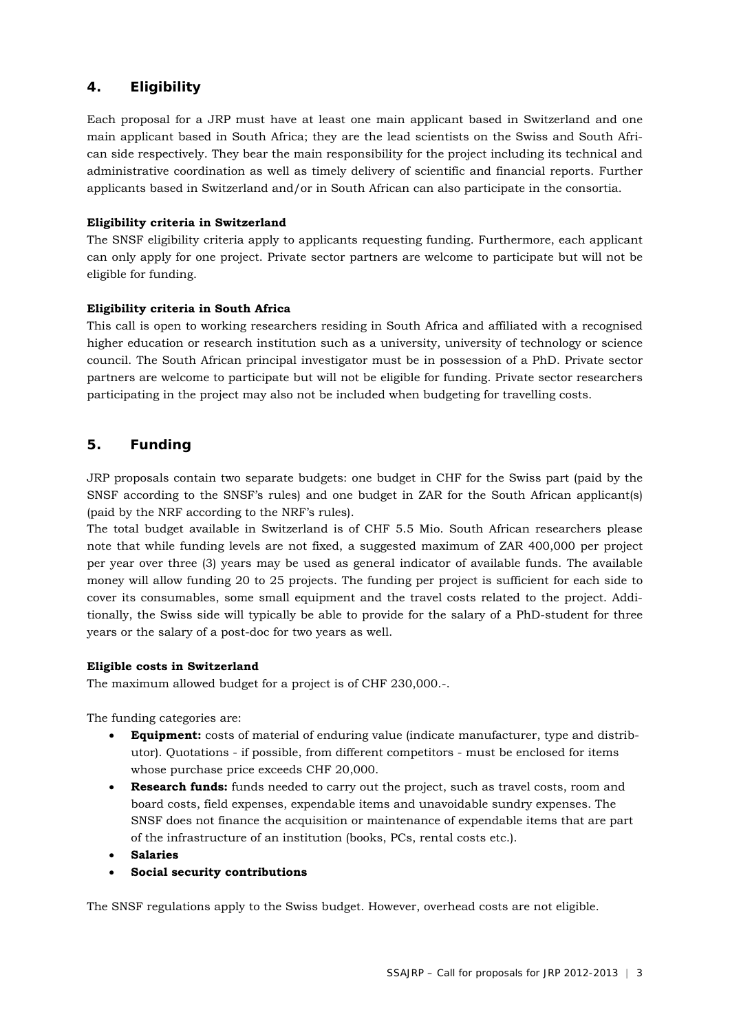## 4. Eligibility

Each proposal for a JRP must have at least one main applicant based in Switzerland and one main applicant based in South Africa; they are the lead scientists on the Swiss and South African side respectively. They bear the main responsibility for the project including its technical and administrative coordination as well as timely delivery of scientific and financial reports. Further applicants based in Switzerland and/or in South African can also participate in the consortia.

**Eligibility criteria in Switzerland**

The SNSF eligibility criteria apply to applicants requesting funding. Furthermore, each applicant can only apply for one project. Private sector partners are welcome to participate but will not be eligible for funding.

**Eligibility criteria in South Africa**

This call is open to working researchers residing in South Africa and affiliated with a recognised higher education or research institution such as a university, university of technology or science council. The South African principal investigator must be in possession of a PhD. Private sector partners are welcome to participate but will not be eligible for funding. Private sector researchers participating in the project may also not be included when budgeting for travelling costs.

## 5. Funding

JRP proposals contain two separate budgets: one budget in CHF for the Swiss part (paid by the SNSF according to the SNSF's rules) and one budget in ZAR for the South African applicant(s) (paid by the NRF according to the NRF's rules).

The total budget available in Switzerland is of CHF 5.5 Mio. South African researchers please note that while funding levels are not fixed, a suggested maximum of ZAR 400,000 per project per year over three (3) years may be used as general indicator of available funds. The available money will allow funding 20 to 25 projects. The funding per project is sufficient for each side to cover its consumables, some small equipment and the travel costs related to the project. Additionally, the Swiss side will typically be able to provide for the salary of a PhD-student for three years or the salary of a post-doc for two years as well.

**Eligible costs in Switzerland**

The maximum allowed budget for a project is of CHF 230,000.-.

The funding categories are:

- **Equipment:** costs of material of enduring value (indicate manufacturer, type and distributor). Quotations - if possible, from different competitors - must be enclosed for items whose purchase price exceeds CHF 20,000.
- **Research funds:** funds needed to carry out the project, such as travel costs, room and board costs, field expenses, expendable items and unavoidable sundry expenses. The SNSF does not finance the acquisition or maintenance of expendable items that are part of the infrastructure of an institution (books, PCs, rental costs etc.).
- **Salaries**
- **Social security contributions**

The SNSF regulations apply to the Swiss budget. However, overhead costs are not eligible.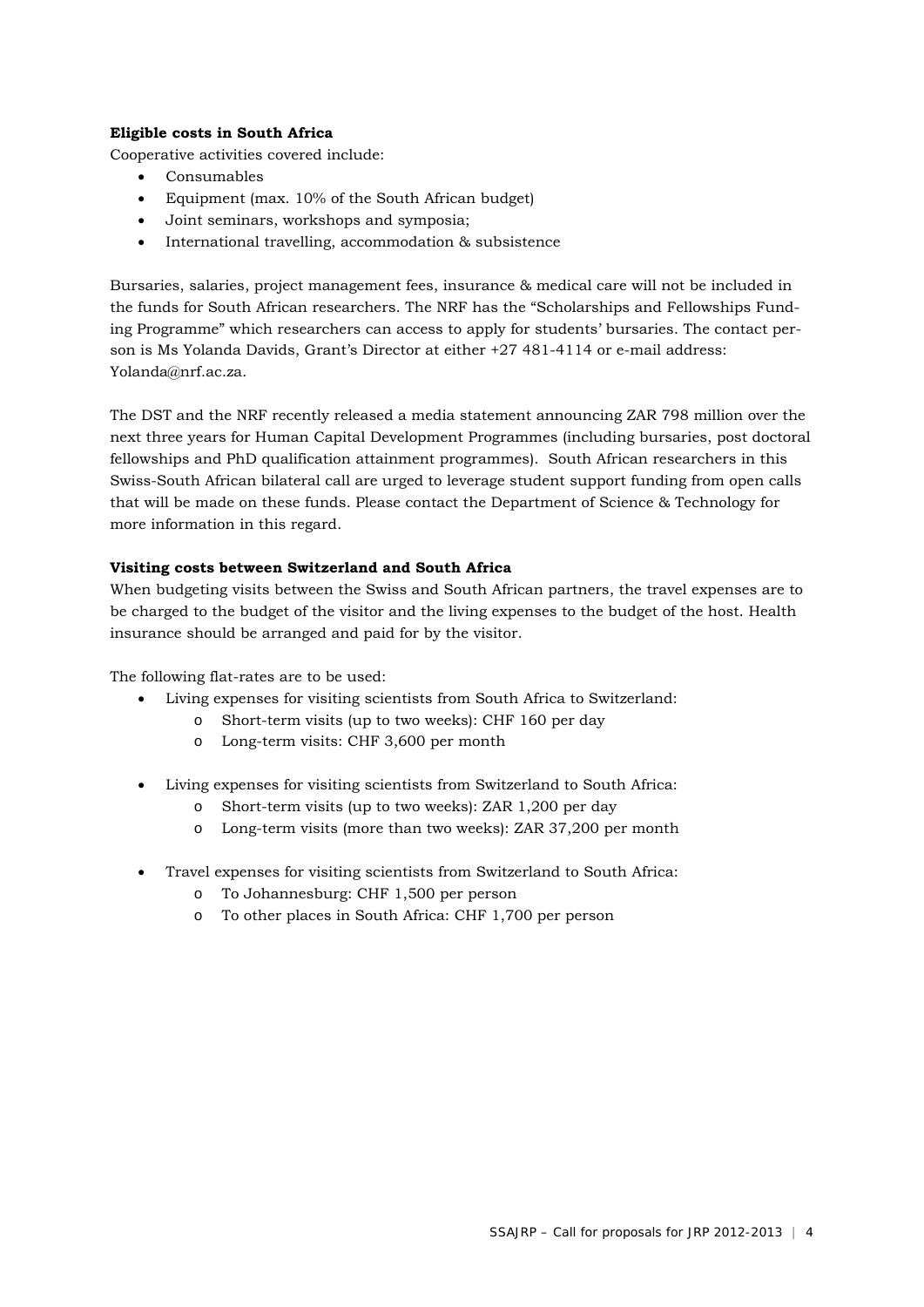**Eligible costs in South Africa**

Cooperative activities covered include:

- Consumables
- Equipment (max. 10% of the South African budget)
- Joint seminars, workshops and symposia;
- International travelling, accommodation & subsistence

Bursaries, salaries, project management fees, insurance & medical care will not be included in the funds for South African researchers. The NRF has the "Scholarships and Fellowships Funding Programme" which researchers can access to apply for students' bursaries. The contact person is Ms Yolanda Davids, Grant's Director at either +27 481-4114 or e-mail address: Yolanda@nrf.ac.za.

The DST and the NRF recently released a media statement announcing ZAR 798 million over the next three years for Human Capital Development Programmes (including bursaries, post doctoral fellowships and PhD qualification attainment programmes). South African researchers in this Swiss-South African bilateral call are urged to leverage student support funding from open calls that will be made on these funds. Please contact the Department of Science & Technology for more information in this regard.

**Visiting costs between Switzerland and South Africa**

When budgeting visits between the Swiss and South African partners, the travel expenses are to be charged to the budget of the visitor and the living expenses to the budget of the host. Health insurance should be arranged and paid for by the visitor.

The following flat-rates are to be used:

- Living expenses for visiting scientists from South Africa to Switzerland:
  - Short-term visits (up to two weeks): CHF 160 per day
  - Long-term visits: CHF 3,600 per month
- Living expenses for visiting scientists from Switzerland to South Africa:
  - Short-term visits (up to two weeks): ZAR 1,200 per day
  - Long-term visits (more than two weeks): ZAR 37,200 per month
- Travel expenses for visiting scientists from Switzerland to South Africa:
  - To Johannesburg: CHF 1,500 per person
  - To other places in South Africa: CHF 1,700 per person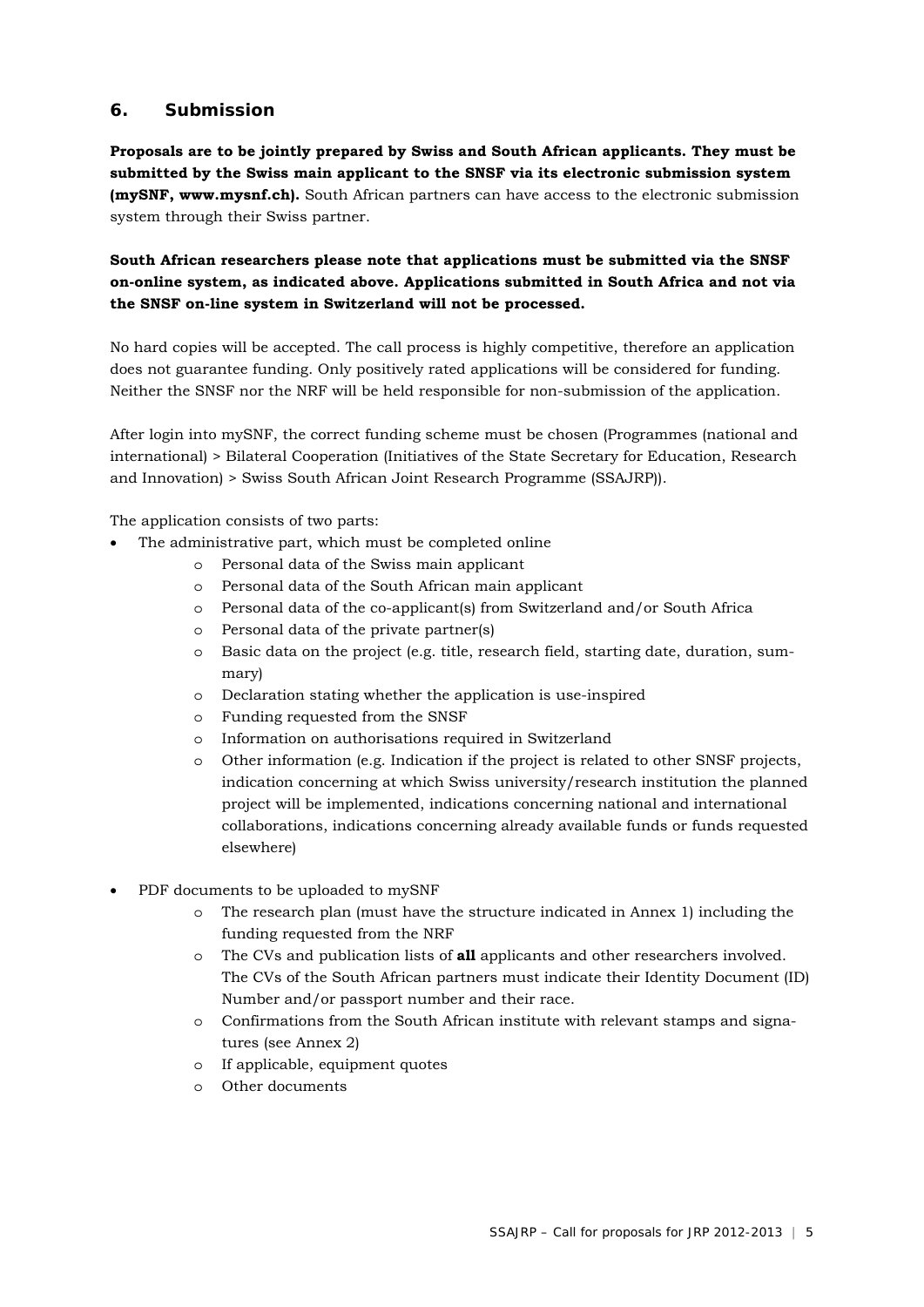## 6. Submission

**Proposals are to be jointly prepared by Swiss and South African applicants. They must be submitted by the Swiss main applicant to the SNSF via its electronic submission system (mySNF, www.mysnf.ch).** South African partners can have access to the electronic submission system through their Swiss partner.

**South African researchers please note that applications must be submitted via the SNSF on-online system, as indicated above. Applications submitted in South Africa and not via the SNSF on-line system in Switzerland will not be processed.**

No hard copies will be accepted. The call process is highly competitive, therefore an application does not guarantee funding. Only positively rated applications will be considered for funding. Neither the SNSF nor the NRF will be held responsible for non-submission of the application.

After login into mySNF, the correct funding scheme must be chosen (Programmes (national and international) > Bilateral Cooperation (Initiatives of the State Secretary for Education, Research and Innovation) > Swiss South African Joint Research Programme (SSAJRP)).

The application consists of two parts:

- The administrative part, which must be completed online
  - Personal data of the Swiss main applicant
  - Personal data of the South African main applicant
  - Personal data of the co-applicant(s) from Switzerland and/or South Africa
  - Personal data of the private partner(s)
  - Basic data on the project (e.g. title, research field, starting date, duration, summary)
  - Declaration stating whether the application is use-inspired
  - Funding requested from the SNSF
  - Information on authorisations required in Switzerland
  - Other information (e.g. Indication if the project is related to other SNSF projects, indication concerning at which Swiss university/research institution the planned project will be implemented, indications concerning national and international collaborations, indications concerning already available funds or funds requested elsewhere)

- PDF documents to be uploaded to mySNF
  - The research plan (must have the structure indicated in Annex 1) including the funding requested from the NRF
  - The CVs and publication lists of **all** applicants and other researchers involved. The CVs of the South African partners must indicate their Identity Document (ID) Number and/or passport number and their race.
  - Confirmations from the South African institute with relevant stamps and signatures (see Annex 2)
  - If applicable, equipment quotes
  - Other documents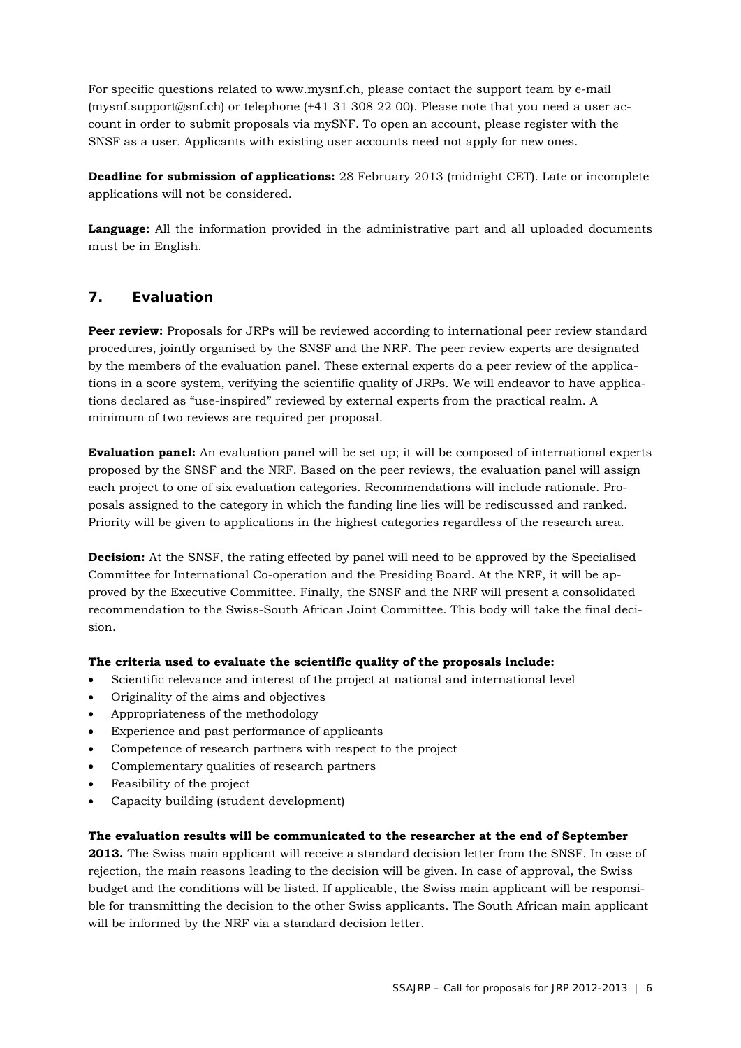For specific questions related to www.mysnf.ch, please contact the support team by e-mail (mysnf.support@snf.ch) or telephone (+41 31 308 22 00). Please note that you need a user account in order to submit proposals via mySNF. To open an account, please register with the SNSF as a user. Applicants with existing user accounts need not apply for new ones.

**Deadline for submission of applications:** 28 February 2013 (midnight CET). Late or incomplete applications will not be considered.

**Language:** All the information provided in the administrative part and all uploaded documents must be in English.

## 7. Evaluation

**Peer review:** Proposals for JRPs will be reviewed according to international peer review standard procedures, jointly organised by the SNSF and the NRF. The peer review experts are designated by the members of the evaluation panel. These external experts do a peer review of the applications in a score system, verifying the scientific quality of JRPs. We will endeavor to have applications declared as "use-inspired" reviewed by external experts from the practical realm. A minimum of two reviews are required per proposal.

**Evaluation panel:** An evaluation panel will be set up; it will be composed of international experts proposed by the SNSF and the NRF. Based on the peer reviews, the evaluation panel will assign each project to one of six evaluation categories. Recommendations will include rationale. Proposals assigned to the category in which the funding line lies will be rediscussed and ranked. Priority will be given to applications in the highest categories regardless of the research area.

**Decision:** At the SNSF, the rating effected by panel will need to be approved by the Specialised Committee for International Co-operation and the Presiding Board. At the NRF, it will be approved by the Executive Committee. Finally, the SNSF and the NRF will present a consolidated recommendation to the Swiss-South African Joint Committee. This body will take the final decision.

**The criteria used to evaluate the scientific quality of the proposals include:**

- Scientific relevance and interest of the project at national and international level
- Originality of the aims and objectives
- Appropriateness of the methodology
- Experience and past performance of applicants
- Competence of research partners with respect to the project
- Complementary qualities of research partners
- Feasibility of the project
- Capacity building (student development)

**The evaluation results will be communicated to the researcher at the end of September 2013.** The Swiss main applicant will receive a standard decision letter from the SNSF. In case of rejection, the main reasons leading to the decision will be given. In case of approval, the Swiss budget and the conditions will be listed. If applicable, the Swiss main applicant will be responsible for transmitting the decision to the other Swiss applicants. The South African main applicant will be informed by the NRF via a standard decision letter.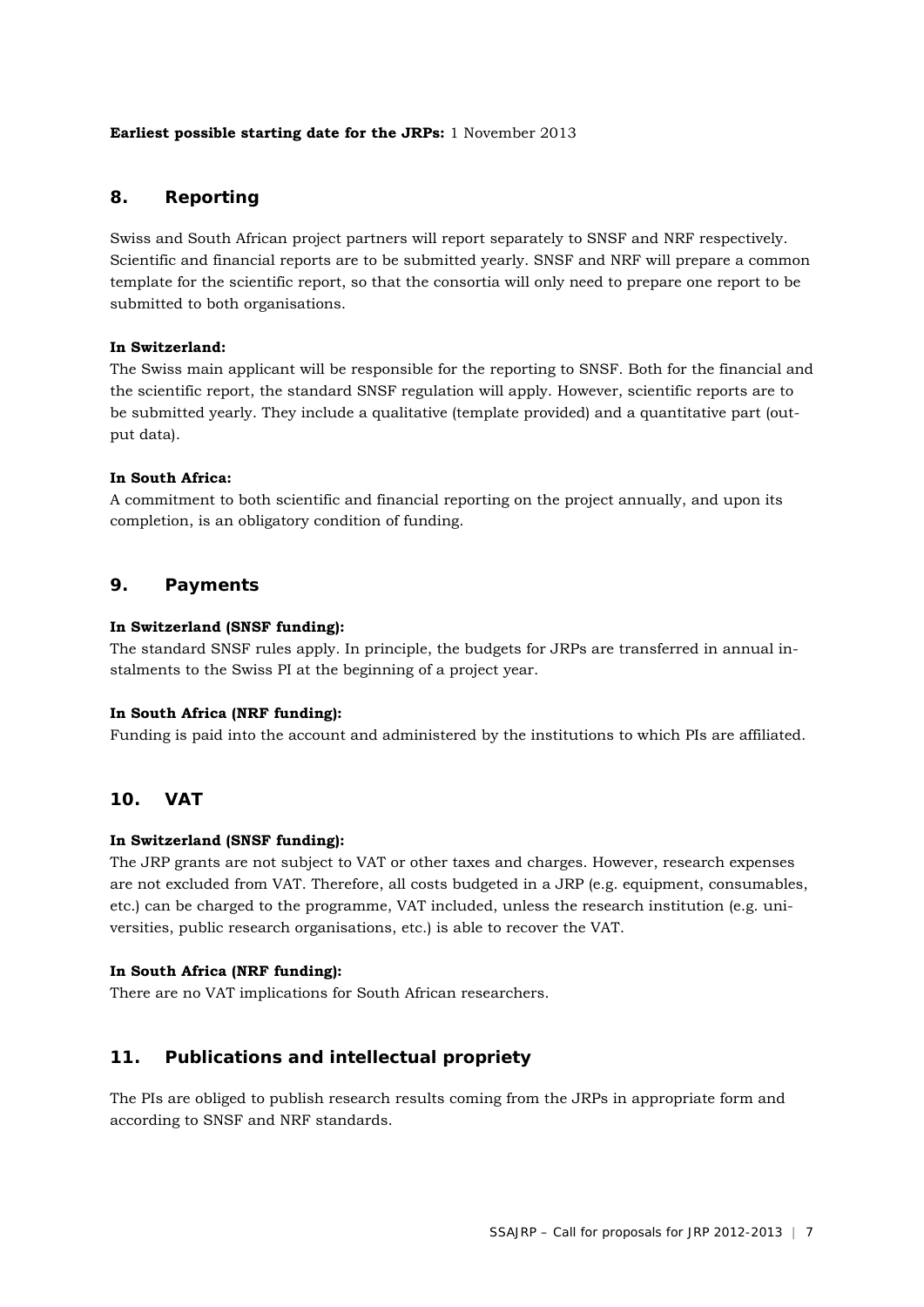**Earliest possible starting date for the JRPs:** 1 November 2013

## 8. Reporting

Swiss and South African project partners will report separately to SNSF and NRF respectively. Scientific and financial reports are to be submitted yearly. SNSF and NRF will prepare a common template for the scientific report, so that the consortia will only need to prepare one report to be submitted to both organisations.

**In Switzerland:**
The Swiss main applicant will be responsible for the reporting to SNSF. Both for the financial and the scientific report, the standard SNSF regulation will apply. However, scientific reports are to be submitted yearly. They include a qualitative (template provided) and a quantitative part (output data).

**In South Africa:**
A commitment to both scientific and financial reporting on the project annually, and upon its completion, is an obligatory condition of funding.

## 9. Payments

**In Switzerland (SNSF funding):**
The standard SNSF rules apply. In principle, the budgets for JRPs are transferred in annual instalments to the Swiss PI at the beginning of a project year.

**In South Africa (NRF funding):**
Funding is paid into the account and administered by the institutions to which PIs are affiliated.

## 10. VAT

**In Switzerland (SNSF funding):**
The JRP grants are not subject to VAT or other taxes and charges. However, research expenses are not excluded from VAT. Therefore, all costs budgeted in a JRP (e.g. equipment, consumables, etc.) can be charged to the programme, VAT included, unless the research institution (e.g. universities, public research organisations, etc.) is able to recover the VAT.

**In South Africa (NRF funding):**
There are no VAT implications for South African researchers.

## 11. Publications and intellectual propriety

The PIs are obliged to publish research results coming from the JRPs in appropriate form and according to SNSF and NRF standards.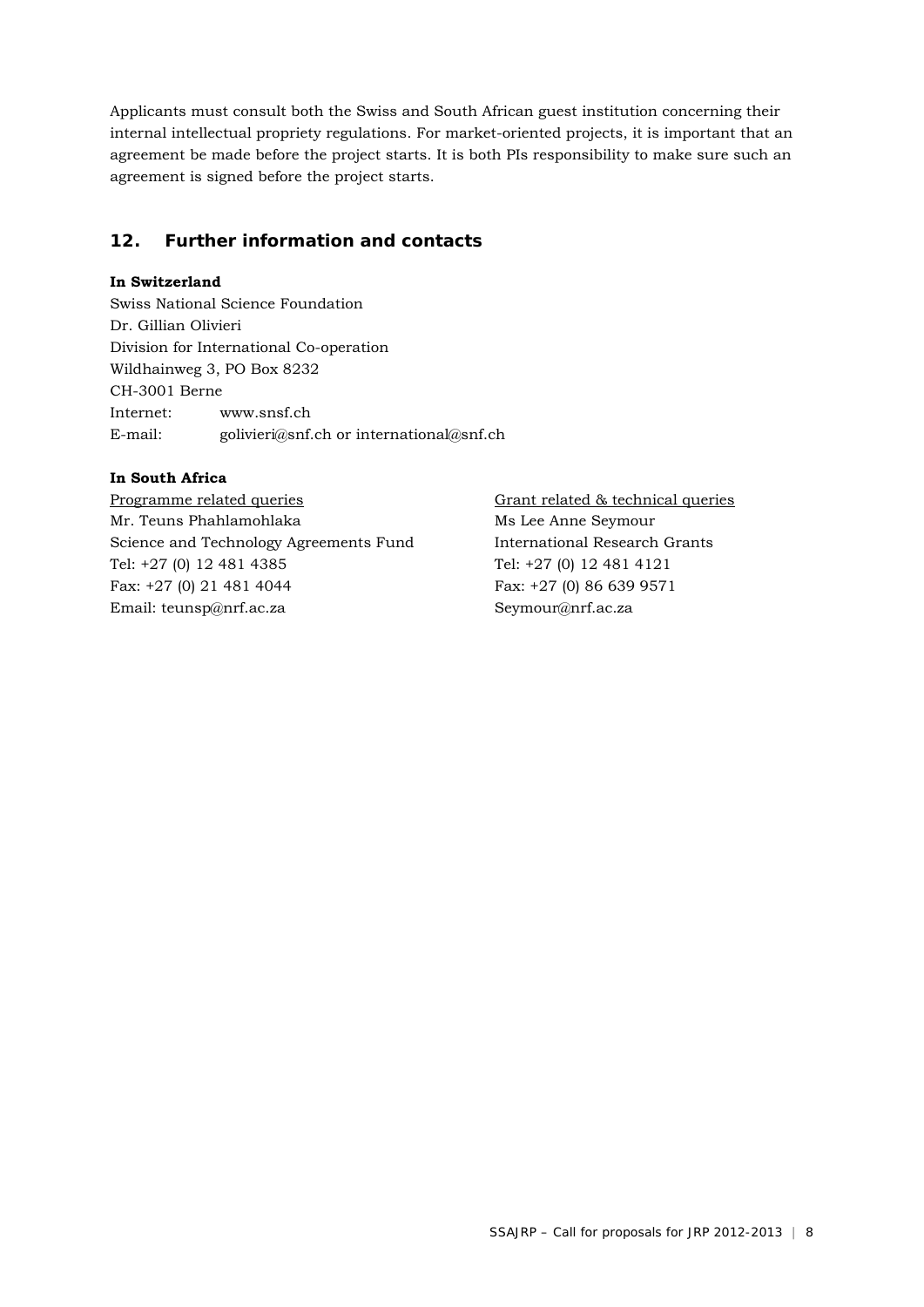Applicants must consult both the Swiss and South African guest institution concerning their internal intellectual propriety regulations. For market-oriented projects, it is important that an agreement be made before the project starts. It is both PIs responsibility to make sure such an agreement is signed before the project starts.

## 12. Further information and contacts

**In Switzerland**

Swiss National Science Foundation  
Dr. Gillian Olivieri  
Division for International Co-operation  
Wildhainweg 3, PO Box 8232  
CH-3001 Berne  
Internet: www.snsf.ch  
E-mail: golivieri@snf.ch or international@snf.ch

**In South Africa**

Programme related queries  
Mr. Teuns Phahlamohlaka  
Science and Technology Agreements Fund  
Tel: +27 (0) 12 481 4385  
Fax: +27 (0) 21 481 4044  
Email: teunsp@nrf.ac.za

Grant related & technical queries  
Ms Lee Anne Seymour  
International Research Grants  
Tel: +27 (0) 12 481 4121  
Fax: +27 (0) 86 639 9571  
Seymour@nrf.ac.za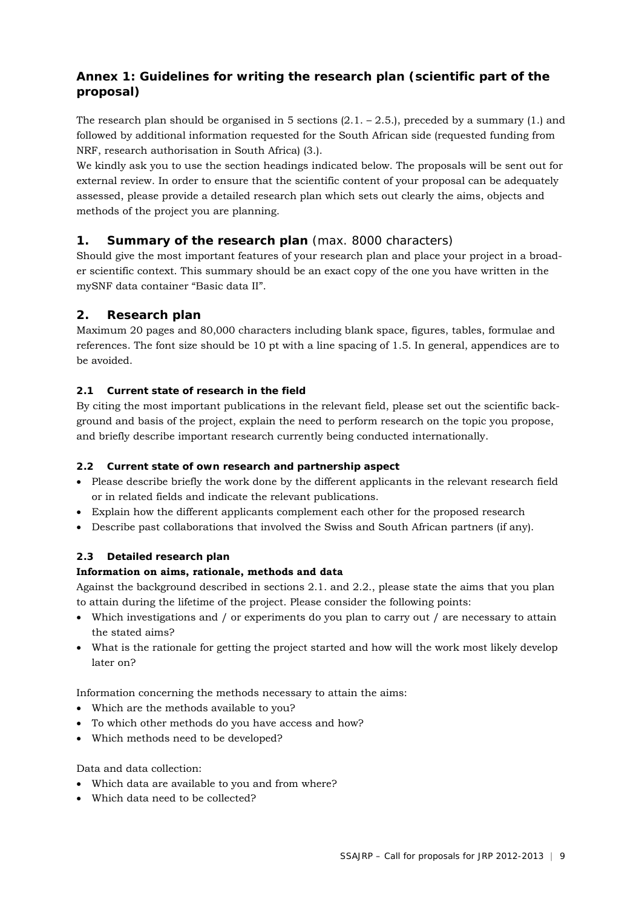## Annex 1: Guidelines for writing the research plan (scientific part of the proposal)

The research plan should be organised in 5 sections (2.1. – 2.5.), preceded by a summary (1.) and followed by additional information requested for the South African side (requested funding from NRF, research authorisation in South Africa) (3.).

We kindly ask you to use the section headings indicated below. The proposals will be sent out for external review. In order to ensure that the scientific content of your proposal can be adequately assessed, please provide a detailed research plan which sets out clearly the aims, objects and methods of the project you are planning.

### 1. Summary of the research plan (max. 8000 characters)

Should give the most important features of your research plan and place your project in a broader scientific context. This summary should be an exact copy of the one you have written in the mySNF data container "Basic data II".

### 2. Research plan

Maximum 20 pages and 80,000 characters including blank space, figures, tables, formulae and references. The font size should be 10 pt with a line spacing of 1.5. In general, appendices are to be avoided.

#### 2.1 Current state of research in the field

By citing the most important publications in the relevant field, please set out the scientific background and basis of the project, explain the need to perform research on the topic you propose, and briefly describe important research currently being conducted internationally.

#### 2.2 Current state of own research and partnership aspect

- Please describe briefly the work done by the different applicants in the relevant research field or in related fields and indicate the relevant publications.
- Explain how the different applicants complement each other for the proposed research
- Describe past collaborations that involved the Swiss and South African partners (if any).

#### 2.3 Detailed research plan

**Information on aims, rationale, methods and data**

Against the background described in sections 2.1. and 2.2., please state the aims that you plan to attain during the lifetime of the project. Please consider the following points:

- Which investigations and / or experiments do you plan to carry out / are necessary to attain the stated aims?
- What is the rationale for getting the project started and how will the work most likely develop later on?

Information concerning the methods necessary to attain the aims:

- Which are the methods available to you?
- To which other methods do you have access and how?
- Which methods need to be developed?

Data and data collection:

- Which data are available to you and from where?
- Which data need to be collected?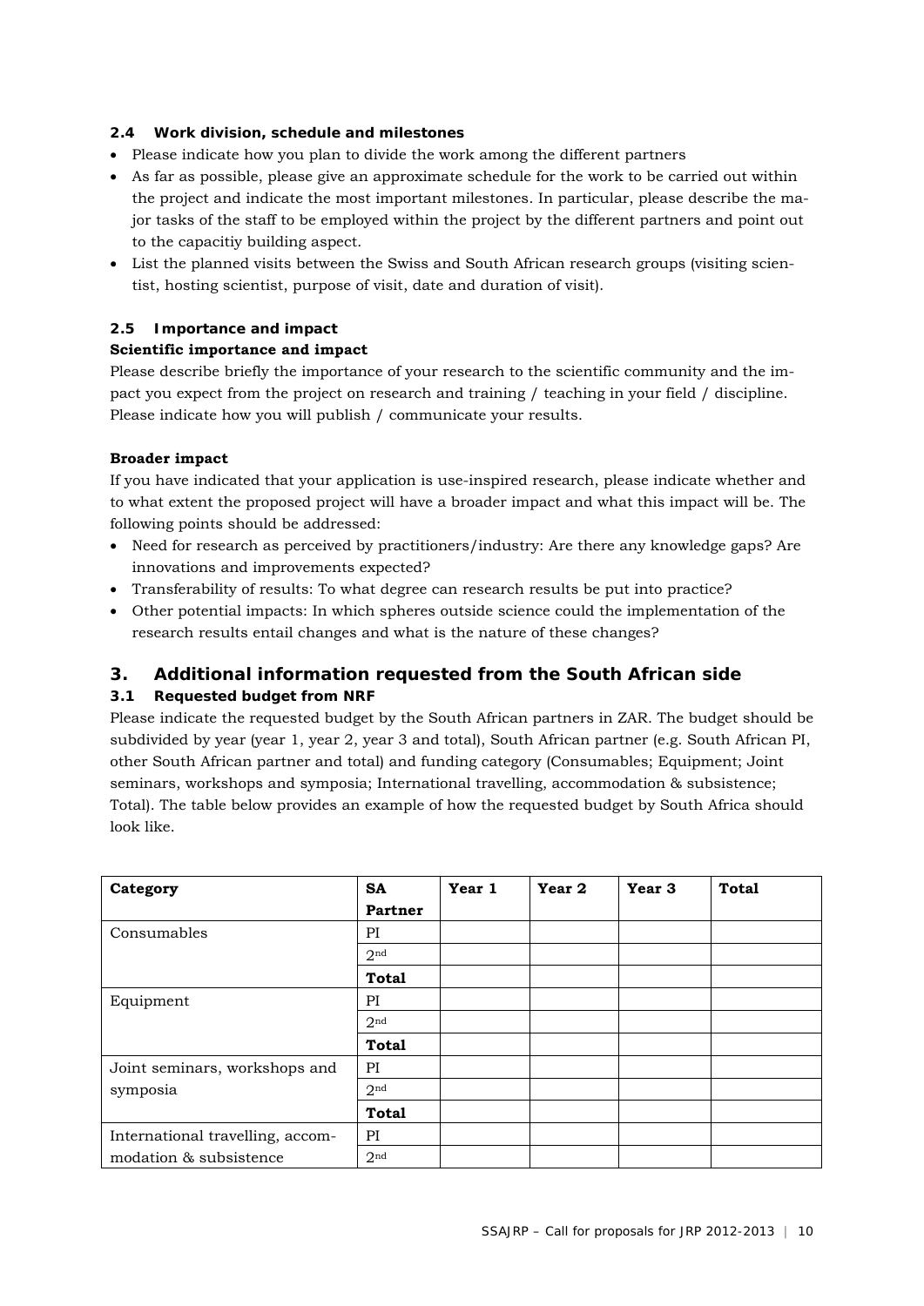### 2.4 Work division, schedule and milestones

- Please indicate how you plan to divide the work among the different partners
- As far as possible, please give an approximate schedule for the work to be carried out within the project and indicate the most important milestones. In particular, please describe the major tasks of the staff to be employed within the project by the different partners and point out to the capacitiy building aspect.
- List the planned visits between the Swiss and South African research groups (visiting scientist, hosting scientist, purpose of visit, date and duration of visit).

### 2.5 Importance and impact

**Scientific importance and impact**

Please describe briefly the importance of your research to the scientific community and the impact you expect from the project on research and training / teaching in your field / discipline. Please indicate how you will publish / communicate your results.

**Broader impact**

If you have indicated that your application is use-inspired research, please indicate whether and to what extent the proposed project will have a broader impact and what this impact will be. The following points should be addressed:

- Need for research as perceived by practitioners/industry: Are there any knowledge gaps? Are innovations and improvements expected?
- Transferability of results: To what degree can research results be put into practice?
- Other potential impacts: In which spheres outside science could the implementation of the research results entail changes and what is the nature of these changes?

## 3. Additional information requested from the South African side

### 3.1 Requested budget from NRF

Please indicate the requested budget by the South African partners in ZAR. The budget should be subdivided by year (year 1, year 2, year 3 and total), South African partner (e.g. South African PI, other South African partner and total) and funding category (Consumables; Equipment; Joint seminars, workshops and symposia; International travelling, accommodation & subsistence; Total). The table below provides an example of how the requested budget by South Africa should look like.

| Category | SA Partner | Year 1 | Year 2 | Year 3 | Total |
|---|---|---|---|---|---|
| Consumables | PI | | | | |
| | 2nd | | | | |
| | **Total** | | | | |
| Equipment | PI | | | | |
| | 2nd | | | | |
| | **Total** | | | | |
| Joint seminars, workshops and symposia | PI | | | | |
| | 2nd | | | | |
| | **Total** | | | | |
| International travelling, accommodation & subsistence | PI | | | | |
| | 2nd | | | | |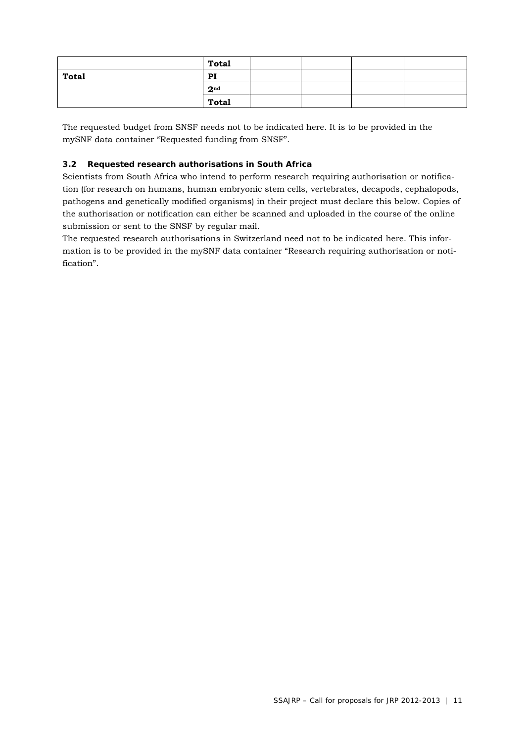| | | | | | |
|---|---|---|---|---|---|
| | **Total** | | | | |
| **Total** | **PI** | | | | |
| | **2nd** | | | | |
| | **Total** | | | | |

The requested budget from SNSF needs not to be indicated here. It is to be provided in the mySNF data container "Requested funding from SNSF".

### 3.2 Requested research authorisations in South Africa

Scientists from South Africa who intend to perform research requiring authorisation or notification (for research on humans, human embryonic stem cells, vertebrates, decapods, cephalopods, pathogens and genetically modified organisms) in their project must declare this below. Copies of the authorisation or notification can either be scanned and uploaded in the course of the online submission or sent to the SNSF by regular mail.

The requested research authorisations in Switzerland need not to be indicated here. This information is to be provided in the mySNF data container "Research requiring authorisation or notification".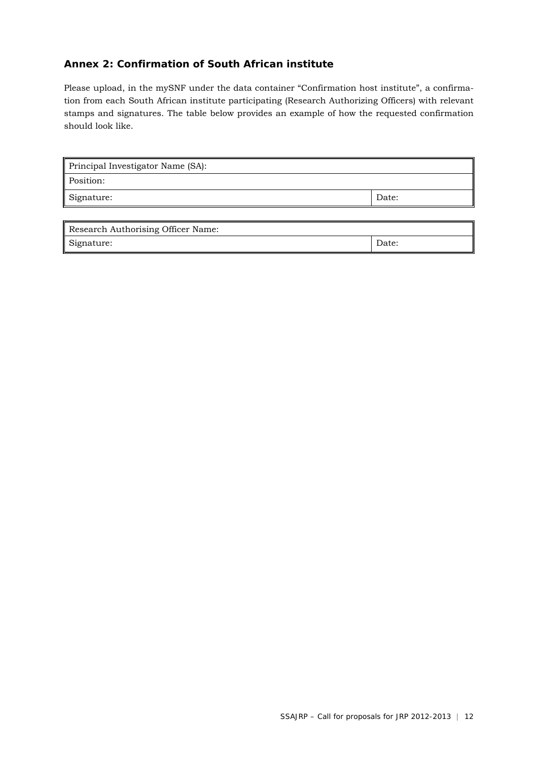## Annex 2: Confirmation of South African institute

Please upload, in the mySNF under the data container "Confirmation host institute", a confirmation from each South African institute participating (Research Authorizing Officers) with relevant stamps and signatures. The table below provides an example of how the requested confirmation should look like.

| | |
|---|---|
| Principal Investigator Name (SA): | |
| Position: | |
| Signature: | Date: |

| | |
|---|---|
| Research Authorising Officer Name: | |
| Signature: | Date: |